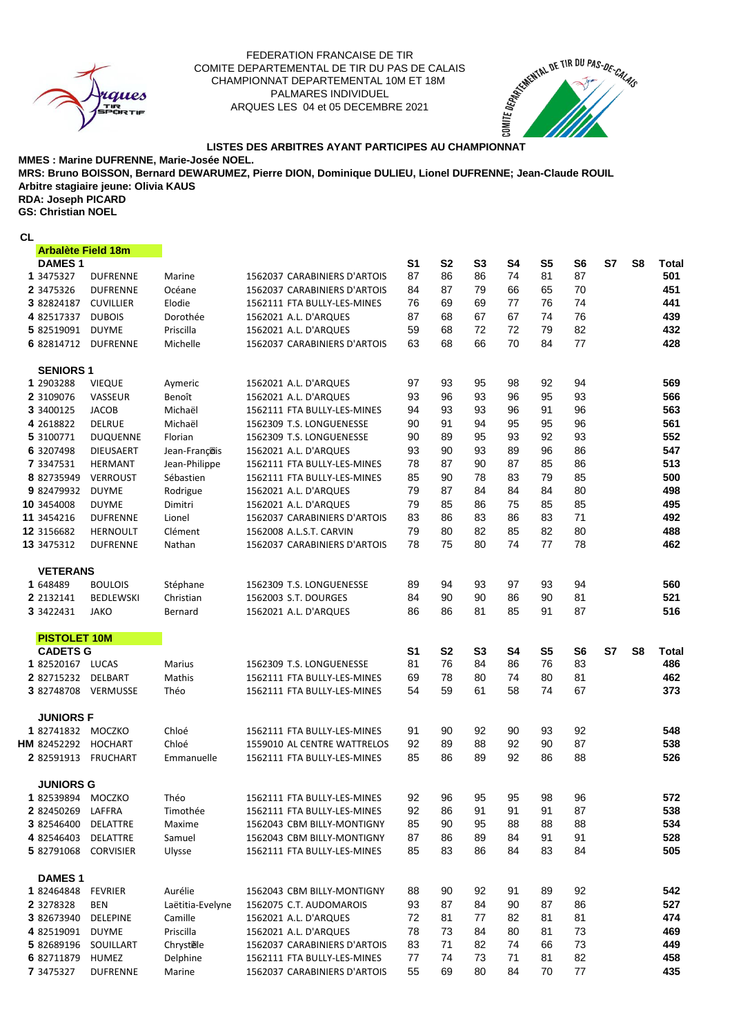FEDERATION FRANCAISE DE TIR
COMITE DEPARTEMENTAL DE TIR DU PAS DE CALAIS
CHAMPIONNAT DEPARTEMENTAL 10M ET 18M
PALMARES INDIVIDUEL
ARQUES LES 04 et 05 DECEMBRE 2021

**LISTES DES ARBITRES AYANT PARTICIPES AU CHAMPIONNAT**

**MMES : Marine DUFRENNE, Marie-Josée NOEL.**
**MRS: Bruno BOISSON, Bernard DEWARUMEZ, Pierre DION, Dominique DULIEU, Lionel DUFRENNE; Jean-Claude ROUIL**
**Arbitre stagiaire jeune: Olivia KAUS**
**RDA: Joseph PICARD**
**GS: Christian NOEL**

## Arbalète Field 18m

| CL | | | | | S1 | S2 | S3 | S4 | S5 | S6 | S7 | S8 | Total |
|---|---|---|---|---|---|---|---|---|---|---|---|---|---|
| **DAMES 1** | | | | | | | | | | | | | |
| 1 | 3475327 | DUFRENNE | Marine | 1562037 CARABINIERS D'ARTOIS | 87 | 86 | 86 | 74 | 81 | 87 | | | **501** |
| 2 | 3475326 | DUFRENNE | Océane | 1562037 CARABINIERS D'ARTOIS | 84 | 87 | 79 | 66 | 65 | 70 | | | **451** |
| 3 | 82824187 | CUVILLIER | Elodie | 1562111 FTA BULLY-LES-MINES | 76 | 69 | 69 | 77 | 76 | 74 | | | **441** |
| 4 | 82517337 | DUBOIS | Dorothée | 1562021 A.L. D'ARQUES | 87 | 68 | 67 | 67 | 74 | 76 | | | **439** |
| 5 | 82519091 | DUYME | Priscilla | 1562021 A.L. D'ARQUES | 59 | 68 | 72 | 72 | 79 | 82 | | | **432** |
| 6 | 82814712 | DUFRENNE | Michelle | 1562037 CARABINIERS D'ARTOIS | 63 | 68 | 66 | 70 | 84 | 77 | | | **428** |
| **SENIORS 1** | | | | | | | | | | | | | |
| 1 | 2903288 | VIEQUE | Aymeric | 1562021 A.L. D'ARQUES | 97 | 93 | 95 | 98 | 92 | 94 | | | **569** |
| 2 | 3109076 | VASSEUR | Benoît | 1562021 A.L. D'ARQUES | 93 | 96 | 93 | 96 | 95 | 93 | | | **566** |
| 3 | 3400125 | JACOB | Michaël | 1562111 FTA BULLY-LES-MINES | 94 | 93 | 93 | 96 | 91 | 96 | | | **563** |
| 4 | 2618822 | DELRUE | Michaël | 1562309 T.S. LONGUENESSE | 90 | 91 | 94 | 95 | 95 | 96 | | | **561** |
| 5 | 3100771 | DUQUENNE | Florian | 1562309 T.S. LONGUENESSE | 90 | 89 | 95 | 93 | 92 | 93 | | | **552** |
| 6 | 3207498 | DIEUSAERT | Jean-François | 1562021 A.L. D'ARQUES | 93 | 90 | 93 | 89 | 96 | 86 | | | **547** |
| 7 | 3347531 | HERMANT | Jean-Philippe | 1562111 FTA BULLY-LES-MINES | 78 | 87 | 90 | 87 | 85 | 86 | | | **513** |
| 8 | 82735949 | VERROUST | Sébastien | 1562111 FTA BULLY-LES-MINES | 85 | 90 | 78 | 83 | 79 | 85 | | | **500** |
| 9 | 82479932 | DUYME | Rodrigue | 1562021 A.L. D'ARQUES | 79 | 87 | 84 | 84 | 84 | 80 | | | **498** |
| 10 | 3454008 | DUYME | Dimitri | 1562021 A.L. D'ARQUES | 79 | 85 | 86 | 75 | 85 | 85 | | | **495** |
| 11 | 3454216 | DUFRENNE | Lionel | 1562037 CARABINIERS D'ARTOIS | 83 | 86 | 83 | 86 | 83 | 71 | | | **492** |
| 12 | 3156682 | HERNOULT | Clément | 1562008 A.L.S.T. CARVIN | 79 | 80 | 82 | 85 | 82 | 80 | | | **488** |
| 13 | 3475312 | DUFRENNE | Nathan | 1562037 CARABINIERS D'ARTOIS | 78 | 75 | 80 | 74 | 77 | 78 | | | **462** |
| **VETERANS** | | | | | | | | | | | | | |
| 1 | 648489 | BOULOIS | Stéphane | 1562309 T.S. LONGUENESSE | 89 | 94 | 93 | 97 | 93 | 94 | | | **560** |
| 2 | 2132141 | BEDLEWSKI | Christian | 1562003 S.T. DOURGES | 84 | 90 | 90 | 86 | 90 | 81 | | | **521** |
| 3 | 3422431 | JAKO | Bernard | 1562021 A.L. D'ARQUES | 86 | 86 | 81 | 85 | 91 | 87 | | | **516** |

## PISTOLET 10M

| CL | | | | | S1 | S2 | S3 | S4 | S5 | S6 | S7 | S8 | Total |
|---|---|---|---|---|---|---|---|---|---|---|---|---|---|
| **CADETS G** | | | | | | | | | | | | | |
| 1 | 82520167 | LUCAS | Marius | 1562309 T.S. LONGUENESSE | 81 | 76 | 84 | 86 | 76 | 83 | | | **486** |
| 2 | 82715232 | DELBART | Mathis | 1562111 FTA BULLY-LES-MINES | 69 | 78 | 80 | 74 | 80 | 81 | | | **462** |
| 3 | 82748708 | VERMUSSE | Théo | 1562111 FTA BULLY-LES-MINES | 54 | 59 | 61 | 58 | 74 | 67 | | | **373** |
| **JUNIORS F** | | | | | | | | | | | | | |
| 1 | 82741832 | MOCZKO | Chloé | 1562111 FTA BULLY-LES-MINES | 91 | 90 | 92 | 90 | 93 | 92 | | | **548** |
| HM | 82452292 | HOCHART | Chloé | 1559010 AL CENTRE WATTRELOS | 92 | 89 | 88 | 92 | 90 | 87 | | | **538** |
| 2 | 82591913 | FRUCHART | Emmanuelle | 1562111 FTA BULLY-LES-MINES | 85 | 86 | 89 | 92 | 86 | 88 | | | **526** |
| **JUNIORS G** | | | | | | | | | | | | | |
| 1 | 82539894 | MOCZKO | Théo | 1562111 FTA BULLY-LES-MINES | 92 | 96 | 95 | 95 | 98 | 96 | | | **572** |
| 2 | 82450269 | LAFFRA | Timothée | 1562111 FTA BULLY-LES-MINES | 92 | 86 | 91 | 91 | 91 | 87 | | | **538** |
| 3 | 82546400 | DELATTRE | Maxime | 1562043 CBM BILLY-MONTIGNY | 85 | 90 | 95 | 88 | 88 | 88 | | | **534** |
| 4 | 82546403 | DELATTRE | Samuel | 1562043 CBM BILLY-MONTIGNY | 87 | 86 | 89 | 84 | 91 | 91 | | | **528** |
| 5 | 82791068 | CORVISIER | Ulysse | 1562111 FTA BULLY-LES-MINES | 85 | 83 | 86 | 84 | 83 | 84 | | | **505** |
| **DAMES 1** | | | | | | | | | | | | | |
| 1 | 82464848 | FEVRIER | Aurélie | 1562043 CBM BILLY-MONTIGNY | 88 | 90 | 92 | 91 | 89 | 92 | | | **542** |
| 2 | 3278328 | BEN | Laëtitia-Evelyne | 1562075 C.T. AUDOMAROIS | 93 | 87 | 84 | 90 | 87 | 86 | | | **527** |
| 3 | 82673940 | DELEPINE | Camille | 1562021 A.L. D'ARQUES | 72 | 81 | 77 | 82 | 81 | 81 | | | **474** |
| 4 | 82519091 | DUYME | Priscilla | 1562021 A.L. D'ARQUES | 78 | 73 | 84 | 80 | 81 | 73 | | | **469** |
| 5 | 82689196 | SOUILLART | Chrystèle | 1562037 CARABINIERS D'ARTOIS | 83 | 71 | 82 | 74 | 66 | 73 | | | **449** |
| 6 | 82711879 | HUMEZ | Delphine | 1562111 FTA BULLY-LES-MINES | 77 | 74 | 73 | 71 | 81 | 82 | | | **458** |
| 7 | 3475327 | DUFRENNE | Marine | 1562037 CARABINIERS D'ARTOIS | 55 | 69 | 80 | 84 | 70 | 77 | | | **435** |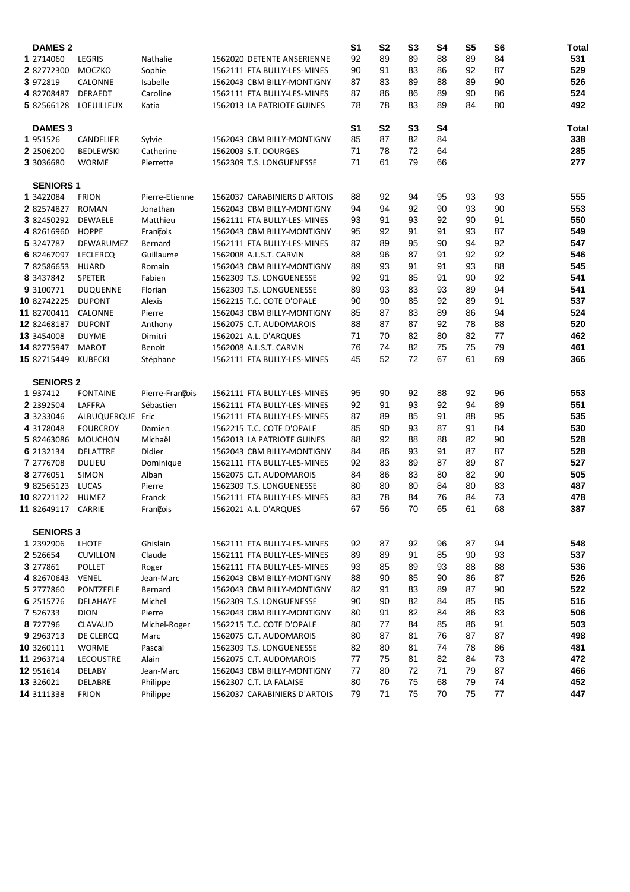## DAMES 2

| Rang | Licence | Nom | Prénom | Club | S1 | S2 | S3 | S4 | S5 | S6 | Total |
|---|---|---|---|---|---|---|---|---|---|---|---|
| 1 | 2714060 | LEGRIS | Nathalie | 1562020 DETENTE ANSERIENNE | 92 | 89 | 89 | 88 | 89 | 84 | 531 |
| 2 | 82772300 | MOCZKO | Sophie | 1562111 FTA BULLY-LES-MINES | 90 | 91 | 83 | 86 | 92 | 87 | 529 |
| 3 | 972819 | CALONNE | Isabelle | 1562043 CBM BILLY-MONTIGNY | 87 | 83 | 89 | 88 | 89 | 90 | 526 |
| 4 | 82708487 | DERAEDT | Caroline | 1562111 FTA BULLY-LES-MINES | 87 | 86 | 86 | 89 | 90 | 86 | 524 |
| 5 | 82566128 | LOEUILLEUX | Katia | 1562013 LA PATRIOTE GUINES | 78 | 78 | 83 | 89 | 84 | 80 | 492 |

## DAMES 3

| Rang | Licence | Nom | Prénom | Club | S1 | S2 | S3 | S4 | Total |
|---|---|---|---|---|---|---|---|---|---|
| 1 | 951526 | CANDELIER | Sylvie | 1562043 CBM BILLY-MONTIGNY | 85 | 87 | 82 | 84 | 338 |
| 2 | 2506200 | BEDLEWSKI | Catherine | 1562003 S.T. DOURGES | 71 | 78 | 72 | 64 | 285 |
| 3 | 3036680 | WORME | Pierrette | 1562309 T.S. LONGUENESSE | 71 | 61 | 79 | 66 | 277 |

## SENIORS 1

| Rang | Licence | Nom | Prénom | Club | S1 | S2 | S3 | S4 | S5 | S6 | Total |
|---|---|---|---|---|---|---|---|---|---|---|---|
| 1 | 3422084 | FRION | Pierre-Etienne | 1562037 CARABINIERS D'ARTOIS | 88 | 92 | 94 | 95 | 93 | 93 | 555 |
| 2 | 82574827 | ROMAN | Jonathan | 1562043 CBM BILLY-MONTIGNY | 94 | 94 | 92 | 90 | 93 | 90 | 553 |
| 3 | 82450292 | DEWAELE | Matthieu | 1562111 FTA BULLY-LES-MINES | 93 | 91 | 93 | 92 | 90 | 91 | 550 |
| 4 | 82616960 | HOPPE | François | 1562043 CBM BILLY-MONTIGNY | 95 | 92 | 91 | 91 | 93 | 87 | 549 |
| 5 | 3247787 | DEWARUMEZ | Bernard | 1562111 FTA BULLY-LES-MINES | 87 | 89 | 95 | 90 | 94 | 92 | 547 |
| 6 | 82467097 | LECLERCQ | Guillaume | 1562008 A.L.S.T. CARVIN | 88 | 96 | 87 | 91 | 92 | 92 | 546 |
| 7 | 82586653 | HUARD | Romain | 1562043 CBM BILLY-MONTIGNY | 89 | 93 | 91 | 91 | 93 | 88 | 545 |
| 8 | 3437842 | SPETER | Fabien | 1562309 T.S. LONGUENESSE | 92 | 91 | 85 | 91 | 90 | 92 | 541 |
| 9 | 3100771 | DUQUENNE | Florian | 1562309 T.S. LONGUENESSE | 89 | 93 | 83 | 93 | 89 | 94 | 541 |
| 10 | 82742225 | DUPONT | Alexis | 1562215 T.C. COTE D'OPALE | 90 | 90 | 85 | 92 | 89 | 91 | 537 |
| 11 | 82700411 | CALONNE | Pierre | 1562043 CBM BILLY-MONTIGNY | 85 | 87 | 83 | 89 | 86 | 94 | 524 |
| 12 | 82468187 | DUPONT | Anthony | 1562075 C.T. AUDOMAROIS | 88 | 87 | 87 | 92 | 78 | 88 | 520 |
| 13 | 3454008 | DUYME | Dimitri | 1562021 A.L. D'ARQUES | 71 | 70 | 82 | 80 | 82 | 77 | 462 |
| 14 | 82775947 | MAROT | Benoït | 1562008 A.L.S.T. CARVIN | 76 | 74 | 82 | 75 | 75 | 79 | 461 |
| 15 | 82715449 | KUBECKI | Stéphane | 1562111 FTA BULLY-LES-MINES | 45 | 52 | 72 | 67 | 61 | 69 | 366 |

## SENIORS 2

| Rang | Licence | Nom | Prénom | Club | S1 | S2 | S3 | S4 | S5 | S6 | Total |
|---|---|---|---|---|---|---|---|---|---|---|---|
| 1 | 937412 | FONTAINE | Pierre-François | 1562111 FTA BULLY-LES-MINES | 95 | 90 | 92 | 88 | 92 | 96 | 553 |
| 2 | 2392504 | LAFFRA | Sébastien | 1562111 FTA BULLY-LES-MINES | 92 | 91 | 93 | 92 | 94 | 89 | 551 |
| 3 | 3233046 | ALBUQUERQUE | Eric | 1562111 FTA BULLY-LES-MINES | 87 | 89 | 85 | 91 | 88 | 95 | 535 |
| 4 | 3178048 | FOURCROY | Damien | 1562215 T.C. COTE D'OPALE | 85 | 90 | 93 | 87 | 91 | 84 | 530 |
| 5 | 82463086 | MOUCHON | Michaël | 1562013 LA PATRIOTE GUINES | 88 | 92 | 88 | 88 | 82 | 90 | 528 |
| 6 | 2132134 | DELATTRE | Didier | 1562043 CBM BILLY-MONTIGNY | 84 | 86 | 93 | 91 | 87 | 87 | 528 |
| 7 | 2776708 | DULIEU | Dominique | 1562111 FTA BULLY-LES-MINES | 92 | 83 | 89 | 87 | 89 | 87 | 527 |
| 8 | 2776051 | SIMON | Alban | 1562075 C.T. AUDOMAROIS | 84 | 86 | 83 | 80 | 82 | 90 | 505 |
| 9 | 82565123 | LUCAS | Pierre | 1562309 T.S. LONGUENESSE | 80 | 80 | 80 | 84 | 80 | 83 | 487 |
| 10 | 82721122 | HUMEZ | Franck | 1562111 FTA BULLY-LES-MINES | 83 | 78 | 84 | 76 | 84 | 73 | 478 |
| 11 | 82649117 | CARRIE | François | 1562021 A.L. D'ARQUES | 67 | 56 | 70 | 65 | 61 | 68 | 387 |

## SENIORS 3

| Rang | Licence | Nom | Prénom | Club | S1 | S2 | S3 | S4 | S5 | S6 | Total |
|---|---|---|---|---|---|---|---|---|---|---|---|
| 1 | 2392906 | LHOTE | Ghislain | 1562111 FTA BULLY-LES-MINES | 92 | 87 | 92 | 96 | 87 | 94 | 548 |
| 2 | 526654 | CUVILLON | Claude | 1562111 FTA BULLY-LES-MINES | 89 | 89 | 91 | 85 | 90 | 93 | 537 |
| 3 | 277861 | POLLET | Roger | 1562111 FTA BULLY-LES-MINES | 93 | 85 | 89 | 93 | 88 | 88 | 536 |
| 4 | 82670643 | VENEL | Jean-Marc | 1562043 CBM BILLY-MONTIGNY | 88 | 90 | 85 | 90 | 86 | 87 | 526 |
| 5 | 2777860 | PONTZEELE | Bernard | 1562043 CBM BILLY-MONTIGNY | 82 | 91 | 83 | 89 | 87 | 90 | 522 |
| 6 | 2515776 | DELAHAYE | Michel | 1562309 T.S. LONGUENESSE | 90 | 90 | 82 | 84 | 85 | 85 | 516 |
| 7 | 526733 | DION | Pierre | 1562043 CBM BILLY-MONTIGNY | 80 | 91 | 82 | 84 | 86 | 83 | 506 |
| 8 | 727796 | CLAVAUD | Michel-Roger | 1562215 T.C. COTE D'OPALE | 80 | 77 | 84 | 85 | 86 | 91 | 503 |
| 9 | 2963713 | DE CLERCQ | Marc | 1562075 C.T. AUDOMAROIS | 80 | 87 | 81 | 76 | 87 | 87 | 498 |
| 10 | 3260111 | WORME | Pascal | 1562309 T.S. LONGUENESSE | 82 | 80 | 81 | 74 | 78 | 86 | 481 |
| 11 | 2963714 | LECOUSTRE | Alain | 1562075 C.T. AUDOMAROIS | 77 | 75 | 81 | 82 | 84 | 73 | 472 |
| 12 | 951614 | DELABY | Jean-Marc | 1562043 CBM BILLY-MONTIGNY | 77 | 80 | 72 | 71 | 79 | 87 | 466 |
| 13 | 326021 | DELABRE | Philippe | 1562307 C.T. LA FALAISE | 80 | 76 | 75 | 68 | 79 | 74 | 452 |
| 14 | 3111338 | FRION | Philippe | 1562037 CARABINIERS D'ARTOIS | 79 | 71 | 75 | 70 | 75 | 77 | 447 |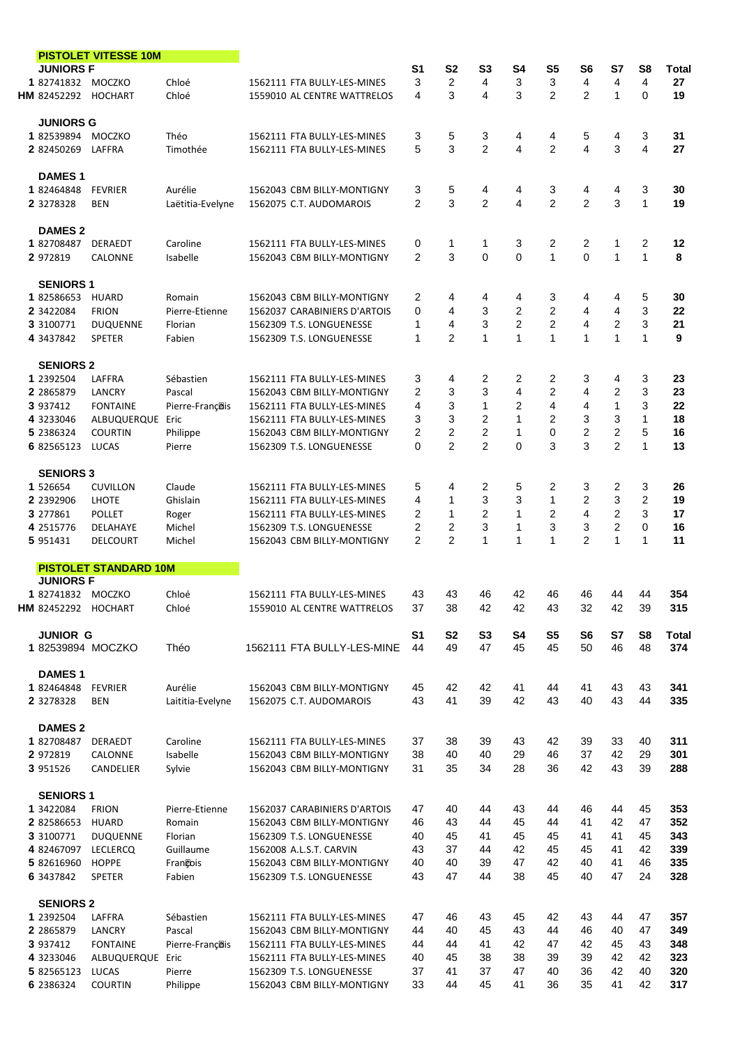## PISTOLET VITESSE 10M

| | | | | | S1 | S2 | S3 | S4 | S5 | S6 | S7 | S8 | Total |
|---|---|---|---|---|---|---|---|---|---|---|---|---|---|
| **JUNIORS F** | | | | | | | | | | | | | |
| **1** | 82741832 | MOCZKO | Chloé | 1562111 FTA BULLY-LES-MINES | 3 | 2 | 4 | 3 | 3 | 4 | 4 | 4 | **27** |
| **HM** | 82452292 | HOCHART | Chloé | 1559010 AL CENTRE WATTRELOS | 4 | 3 | 4 | 3 | 2 | 2 | 1 | 0 | **19** |
| **JUNIORS G** | | | | | | | | | | | | | |
| **1** | 82539894 | MOCZKO | Théo | 1562111 FTA BULLY-LES-MINES | 3 | 5 | 3 | 4 | 4 | 5 | 4 | 3 | **31** |
| **2** | 82450269 | LAFFRA | Timothée | 1562111 FTA BULLY-LES-MINES | 5 | 3 | 2 | 4 | 2 | 4 | 3 | 4 | **27** |
| **DAMES 1** | | | | | | | | | | | | | |
| **1** | 82464848 | FEVRIER | Aurélie | 1562043 CBM BILLY-MONTIGNY | 3 | 5 | 4 | 4 | 3 | 4 | 4 | 3 | **30** |
| **2** | 3278328 | BEN | Laëtitia-Evelyne | 1562075 C.T. AUDOMAROIS | 2 | 3 | 2 | 4 | 2 | 2 | 3 | 1 | **19** |
| **DAMES 2** | | | | | | | | | | | | | |
| **1** | 82708487 | DERAEDT | Caroline | 1562111 FTA BULLY-LES-MINES | 0 | 1 | 1 | 3 | 2 | 2 | 1 | 2 | **12** |
| **2** | 972819 | CALONNE | Isabelle | 1562043 CBM BILLY-MONTIGNY | 2 | 3 | 0 | 0 | 1 | 0 | 1 | 1 | **8** |
| **SENIORS 1** | | | | | | | | | | | | | |
| **1** | 82586653 | HUARD | Romain | 1562043 CBM BILLY-MONTIGNY | 2 | 4 | 4 | 4 | 3 | 4 | 4 | 5 | **30** |
| **2** | 3422084 | FRION | Pierre-Etienne | 1562037 CARABINIERS D'ARTOIS | 0 | 4 | 3 | 2 | 2 | 4 | 4 | 3 | **22** |
| **3** | 3100771 | DUQUENNE | Florian | 1562309 T.S. LONGUENESSE | 1 | 4 | 3 | 2 | 2 | 4 | 2 | 3 | **21** |
| **4** | 3437842 | SPETER | Fabien | 1562309 T.S. LONGUENESSE | 1 | 2 | 1 | 1 | 1 | 1 | 1 | 1 | **9** |
| **SENIORS 2** | | | | | | | | | | | | | |
| **1** | 2392504 | LAFFRA | Sébastien | 1562111 FTA BULLY-LES-MINES | 3 | 4 | 2 | 2 | 2 | 3 | 4 | 3 | **23** |
| **2** | 2865879 | LANCRY | Pascal | 1562043 CBM BILLY-MONTIGNY | 2 | 3 | 3 | 4 | 2 | 4 | 2 | 3 | **23** |
| **3** | 937412 | FONTAINE | Pierre-François | 1562111 FTA BULLY-LES-MINES | 4 | 3 | 1 | 2 | 4 | 4 | 1 | 3 | **22** |
| **4** | 3233046 | ALBUQUERQUE | Eric | 1562111 FTA BULLY-LES-MINES | 3 | 3 | 2 | 1 | 2 | 3 | 3 | 1 | **18** |
| **5** | 2386324 | COURTIN | Philippe | 1562043 CBM BILLY-MONTIGNY | 2 | 2 | 2 | 1 | 0 | 2 | 2 | 5 | **16** |
| **6** | 82565123 | LUCAS | Pierre | 1562309 T.S. LONGUENESSE | 0 | 2 | 2 | 0 | 3 | 3 | 2 | 1 | **13** |
| **SENIORS 3** | | | | | | | | | | | | | |
| **1** | 526654 | CUVILLON | Claude | 1562111 FTA BULLY-LES-MINES | 5 | 4 | 2 | 5 | 2 | 3 | 2 | 3 | **26** |
| **2** | 2392906 | LHOTE | Ghislain | 1562111 FTA BULLY-LES-MINES | 4 | 1 | 3 | 3 | 1 | 2 | 3 | 2 | **19** |
| **3** | 277861 | POLLET | Roger | 1562111 FTA BULLY-LES-MINES | 2 | 1 | 2 | 1 | 2 | 4 | 2 | 3 | **17** |
| **4** | 2515776 | DELAHAYE | Michel | 1562309 T.S. LONGUENESSE | 2 | 2 | 3 | 1 | 3 | 3 | 2 | 0 | **16** |
| **5** | 951431 | DELCOURT | Michel | 1562043 CBM BILLY-MONTIGNY | 2 | 2 | 1 | 1 | 1 | 2 | 1 | 1 | **11** |

## PISTOLET STANDARD 10M

| | | | | | S1 | S2 | S3 | S4 | S5 | S6 | S7 | S8 | Total |
|---|---|---|---|---|---|---|---|---|---|---|---|---|---|
| **JUNIORS F** | | | | | | | | | | | | | |
| **1** | 82741832 | MOCZKO | Chloé | 1562111 FTA BULLY-LES-MINES | 43 | 43 | 46 | 42 | 46 | 46 | 44 | 44 | **354** |
| **HM** | 82452292 | HOCHART | Chloé | 1559010 AL CENTRE WATTRELOS | 37 | 38 | 42 | 42 | 43 | 32 | 42 | 39 | **315** |
| **JUNIOR G** | | | | | **S1** | **S2** | **S3** | **S4** | **S5** | **S6** | **S7** | **S8** | **Total** |
| **1** | 82539894 | MOCZKO | Théo | 1562111 FTA BULLY-LES-MINE | 44 | 49 | 47 | 45 | 45 | 50 | 46 | 48 | **374** |
| **DAMES 1** | | | | | | | | | | | | | |
| **1** | 82464848 | FEVRIER | Aurélie | 1562043 CBM BILLY-MONTIGNY | 45 | 42 | 42 | 41 | 44 | 41 | 43 | 43 | **341** |
| **2** | 3278328 | BEN | Laititia-Evelyne | 1562075 C.T. AUDOMAROIS | 43 | 41 | 39 | 42 | 43 | 40 | 43 | 44 | **335** |
| **DAMES 2** | | | | | | | | | | | | | |
| **1** | 82708487 | DERAEDT | Caroline | 1562111 FTA BULLY-LES-MINES | 37 | 38 | 39 | 43 | 42 | 39 | 33 | 40 | **311** |
| **2** | 972819 | CALONNE | Isabelle | 1562043 CBM BILLY-MONTIGNY | 38 | 40 | 40 | 29 | 46 | 37 | 42 | 29 | **301** |
| **3** | 951526 | CANDELIER | Sylvie | 1562043 CBM BILLY-MONTIGNY | 31 | 35 | 34 | 28 | 36 | 42 | 43 | 39 | **288** |
| **SENIORS 1** | | | | | | | | | | | | | |
| **1** | 3422084 | FRION | Pierre-Etienne | 1562037 CARABINIERS D'ARTOIS | 47 | 40 | 44 | 43 | 44 | 46 | 44 | 45 | **353** |
| **2** | 82586653 | HUARD | Romain | 1562043 CBM BILLY-MONTIGNY | 46 | 43 | 44 | 45 | 44 | 41 | 42 | 47 | **352** |
| **3** | 3100771 | DUQUENNE | Florian | 1562309 T.S. LONGUENESSE | 40 | 45 | 41 | 45 | 45 | 41 | 41 | 45 | **343** |
| **4** | 82467097 | LECLERCQ | Guillaume | 1562008 A.L.S.T. CARVIN | 43 | 37 | 44 | 42 | 45 | 45 | 41 | 42 | **339** |
| **5** | 82616960 | HOPPE | François | 1562043 CBM BILLY-MONTIGNY | 40 | 40 | 39 | 47 | 42 | 40 | 41 | 46 | **335** |
| **6** | 3437842 | SPETER | Fabien | 1562309 T.S. LONGUENESSE | 43 | 47 | 44 | 38 | 45 | 40 | 47 | 24 | **328** |
| **SENIORS 2** | | | | | | | | | | | | | |
| **1** | 2392504 | LAFFRA | Sébastien | 1562111 FTA BULLY-LES-MINES | 47 | 46 | 43 | 45 | 42 | 43 | 44 | 47 | **357** |
| **2** | 2865879 | LANCRY | Pascal | 1562043 CBM BILLY-MONTIGNY | 44 | 40 | 45 | 43 | 44 | 46 | 40 | 47 | **349** |
| **3** | 937412 | FONTAINE | Pierre-François | 1562111 FTA BULLY-LES-MINES | 44 | 44 | 41 | 42 | 47 | 42 | 45 | 43 | **348** |
| **4** | 3233046 | ALBUQUERQUE | Eric | 1562111 FTA BULLY-LES-MINES | 40 | 45 | 38 | 38 | 39 | 39 | 42 | 42 | **323** |
| **5** | 82565123 | LUCAS | Pierre | 1562309 T.S. LONGUENESSE | 37 | 41 | 37 | 47 | 40 | 36 | 42 | 40 | **320** |
| **6** | 2386324 | COURTIN | Philippe | 1562043 CBM BILLY-MONTIGNY | 33 | 44 | 45 | 41 | 36 | 35 | 41 | 42 | **317** |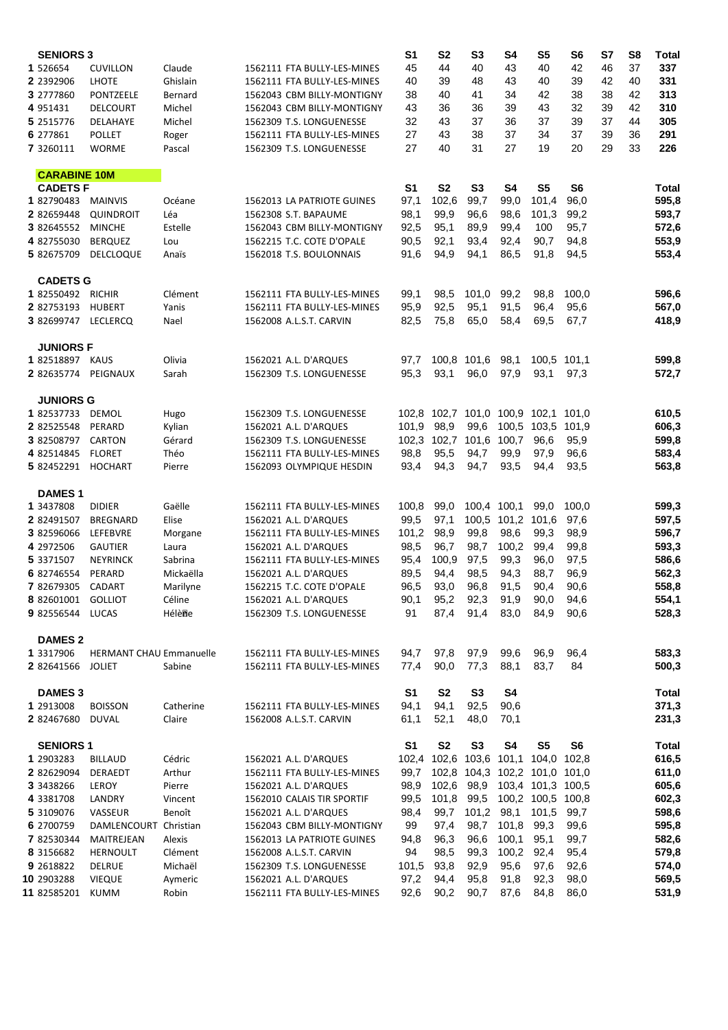### SENIORS 3

| | Licence | Nom | Prénom | Club | S1 | S2 | S3 | S4 | S5 | S6 | S7 | S8 | Total |
|---|---|---|---|---|---|---|---|---|---|---|---|---|---|
| 1 | 526654 | CUVILLON | Claude | 1562111 FTA BULLY-LES-MINES | 45 | 44 | 40 | 43 | 40 | 42 | 46 | 37 | **337** |
| 2 | 2392906 | LHOTE | Ghislain | 1562111 FTA BULLY-LES-MINES | 40 | 39 | 48 | 43 | 40 | 39 | 42 | 40 | **331** |
| 3 | 2777860 | PONTZEELE | Bernard | 1562043 CBM BILLY-MONTIGNY | 38 | 40 | 41 | 34 | 42 | 38 | 38 | 42 | **313** |
| 4 | 951431 | DELCOURT | Michel | 1562043 CBM BILLY-MONTIGNY | 43 | 36 | 36 | 39 | 43 | 32 | 39 | 42 | **310** |
| 5 | 2515776 | DELAHAYE | Michel | 1562309 T.S. LONGUENESSE | 32 | 43 | 37 | 36 | 37 | 39 | 37 | 44 | **305** |
| 6 | 277861 | POLLET | Roger | 1562111 FTA BULLY-LES-MINES | 27 | 43 | 38 | 37 | 34 | 37 | 39 | 36 | **291** |
| 7 | 3260111 | WORME | Pascal | 1562309 T.S. LONGUENESSE | 27 | 40 | 31 | 27 | 19 | 20 | 29 | 33 | **226** |

## CARABINE 10M

### CADETS F

| | Licence | Nom | Prénom | Club | S1 | S2 | S3 | S4 | S5 | S6 | Total |
|---|---|---|---|---|---|---|---|---|---|---|---|
| 1 | 82790483 | MAINVIS | Océane | 1562013 LA PATRIOTE GUINES | 97,1 | 102,6 | 99,7 | 99,0 | 101,4 | 96,0 | **595,8** |
| 2 | 82659448 | QUINDROIT | Léa | 1562308 S.T. BAPAUME | 98,1 | 99,9 | 96,6 | 98,6 | 101,3 | 99,2 | **593,7** |
| 3 | 82645552 | MINCHE | Estelle | 1562043 CBM BILLY-MONTIGNY | 92,5 | 95,1 | 89,9 | 99,4 | 100 | 95,7 | **572,6** |
| 4 | 82755030 | BERQUEZ | Lou | 1562215 T.C. COTE D'OPALE | 90,5 | 92,1 | 93,4 | 92,4 | 90,7 | 94,8 | **553,9** |
| 5 | 82675709 | DELCLOQUE | Anaïs | 1562018 T.S. BOULONNAIS | 91,6 | 94,9 | 94,1 | 86,5 | 91,8 | 94,5 | **553,4** |

### CADETS G

| | Licence | Nom | Prénom | Club | S1 | S2 | S3 | S4 | S5 | S6 | Total |
|---|---|---|---|---|---|---|---|---|---|---|---|
| 1 | 82550492 | RICHIR | Clément | 1562111 FTA BULLY-LES-MINES | 99,1 | 98,5 | 101,0 | 99,2 | 98,8 | 100,0 | **596,6** |
| 2 | 82753193 | HUBERT | Yanis | 1562111 FTA BULLY-LES-MINES | 95,9 | 92,5 | 95,1 | 91,5 | 96,4 | 95,6 | **567,0** |
| 3 | 82699747 | LECLERCQ | Nael | 1562008 A.L.S.T. CARVIN | 82,5 | 75,8 | 65,0 | 58,4 | 69,5 | 67,7 | **418,9** |

### JUNIORS F

| | Licence | Nom | Prénom | Club | S1 | S2 | S3 | S4 | S5 | S6 | Total |
|---|---|---|---|---|---|---|---|---|---|---|---|
| 1 | 82518897 | KAUS | Olivia | 1562021 A.L. D'ARQUES | 97,7 | 100,8 | 101,6 | 98,1 | 100,5 | 101,1 | **599,8** |
| 2 | 82635774 | PEIGNAUX | Sarah | 1562309 T.S. LONGUENESSE | 95,3 | 93,1 | 96,0 | 97,9 | 93,1 | 97,3 | **572,7** |

### JUNIORS G

| | Licence | Nom | Prénom | Club | S1 | S2 | S3 | S4 | S5 | S6 | Total |
|---|---|---|---|---|---|---|---|---|---|---|---|
| 1 | 82537733 | DEMOL | Hugo | 1562309 T.S. LONGUENESSE | 102,8 | 102,7 | 101,0 | 100,9 | 102,1 | 101,0 | **610,5** |
| 2 | 82525548 | PERARD | Kylian | 1562021 A.L. D'ARQUES | 101,9 | 98,9 | 99,6 | 100,5 | 103,5 | 101,9 | **606,3** |
| 3 | 82508797 | CARTON | Gérard | 1562309 T.S. LONGUENESSE | 102,3 | 102,7 | 101,6 | 100,7 | 96,6 | 95,9 | **599,8** |
| 4 | 82514845 | FLORET | Théo | 1562111 FTA BULLY-LES-MINES | 98,8 | 95,5 | 94,7 | 99,9 | 97,9 | 96,6 | **583,4** |
| 5 | 82452291 | HOCHART | Pierre | 1562093 OLYMPIQUE HESDIN | 93,4 | 94,3 | 94,7 | 93,5 | 94,4 | 93,5 | **563,8** |

### DAMES 1

| | Licence | Nom | Prénom | Club | S1 | S2 | S3 | S4 | S5 | S6 | Total |
|---|---|---|---|---|---|---|---|---|---|---|---|
| 1 | 3437808 | DIDIER | Gaëlle | 1562111 FTA BULLY-LES-MINES | 100,8 | 99,0 | 100,4 | 100,1 | 99,0 | 100,0 | **599,3** |
| 2 | 82491507 | BREGNARD | Elise | 1562021 A.L. D'ARQUES | 99,5 | 97,1 | 100,5 | 101,2 | 101,6 | 97,6 | **597,5** |
| 3 | 82596066 | LEFEBVRE | Morgane | 1562111 FTA BULLY-LES-MINES | 101,2 | 98,9 | 99,8 | 98,6 | 99,3 | 98,9 | **596,7** |
| 4 | 2972506 | GAUTIER | Laura | 1562021 A.L. D'ARQUES | 98,5 | 96,7 | 98,7 | 100,2 | 99,4 | 99,8 | **593,3** |
| 5 | 3371507 | NEYRINCK | Sabrina | 1562111 FTA BULLY-LES-MINES | 95,4 | 100,9 | 97,5 | 99,3 | 96,0 | 97,5 | **586,6** |
| 6 | 82746554 | PERARD | Mickaëlla | 1562021 A.L. D'ARQUES | 89,5 | 94,4 | 98,5 | 94,3 | 88,7 | 96,9 | **562,3** |
| 7 | 82679305 | CADART | Marilyne | 1562215 T.C. COTE D'OPALE | 96,5 | 93,0 | 96,8 | 91,5 | 90,4 | 90,6 | **558,8** |
| 8 | 82601001 | GOLLIOT | Céline | 1562021 A.L. D'ARQUES | 90,1 | 95,2 | 92,3 | 91,9 | 90,0 | 94,6 | **554,1** |
| 9 | 82556544 | LUCAS | Hélène | 1562309 T.S. LONGUENESSE | 91 | 87,4 | 91,4 | 83,0 | 84,9 | 90,6 | **528,3** |

### DAMES 2

| | Licence | Nom | Prénom | Club | S1 | S2 | S3 | S4 | S5 | S6 | Total |
|---|---|---|---|---|---|---|---|---|---|---|---|
| 1 | 3317906 | HERMANT CHAU | Emmanuelle | 1562111 FTA BULLY-LES-MINES | 94,7 | 97,8 | 97,9 | 99,6 | 96,9 | 96,4 | **583,3** |
| 2 | 82641566 | JOLIET | Sabine | 1562111 FTA BULLY-LES-MINES | 77,4 | 90,0 | 77,3 | 88,1 | 83,7 | 84 | **500,3** |

### DAMES 3

| | Licence | Nom | Prénom | Club | S1 | S2 | S3 | S4 | Total |
|---|---|---|---|---|---|---|---|---|---|
| 1 | 2913008 | BOISSON | Catherine | 1562111 FTA BULLY-LES-MINES | 94,1 | 94,1 | 92,5 | 90,6 | **371,3** |
| 2 | 82467680 | DUVAL | Claire | 1562008 A.L.S.T. CARVIN | 61,1 | 52,1 | 48,0 | 70,1 | **231,3** |

### SENIORS 1

| | Licence | Nom | Prénom | Club | S1 | S2 | S3 | S4 | S5 | S6 | Total |
|---|---|---|---|---|---|---|---|---|---|---|---|
| 1 | 2903283 | BILLAUD | Cédric | 1562021 A.L. D'ARQUES | 102,4 | 102,6 | 103,6 | 101,1 | 104,0 | 102,8 | **616,5** |
| 2 | 82629094 | DERAEDT | Arthur | 1562111 FTA BULLY-LES-MINES | 99,7 | 102,8 | 104,3 | 102,2 | 101,0 | 101,0 | **611,0** |
| 3 | 3438266 | LEROY | Pierre | 1562021 A.L. D'ARQUES | 98,9 | 102,6 | 98,9 | 103,4 | 101,3 | 100,5 | **605,6** |
| 4 | 3381708 | LANDRY | Vincent | 1562010 CALAIS TIR SPORTIF | 99,5 | 101,8 | 99,5 | 100,2 | 100,5 | 100,8 | **602,3** |
| 5 | 3109076 | VASSEUR | Benoît | 1562021 A.L. D'ARQUES | 98,4 | 99,7 | 101,2 | 98,1 | 101,5 | 99,7 | **598,6** |
| 6 | 2700759 | DAMLENCOURT | Christian | 1562043 CBM BILLY-MONTIGNY | 99 | 97,4 | 98,7 | 101,8 | 99,3 | 99,6 | **595,8** |
| 7 | 82530344 | MAITREJEAN | Alexis | 1562013 LA PATRIOTE GUINES | 94,8 | 96,3 | 96,6 | 100,1 | 95,1 | 99,7 | **582,6** |
| 8 | 3156682 | HERNOULT | Clément | 1562008 A.L.S.T. CARVIN | 94 | 98,5 | 99,3 | 100,2 | 92,4 | 95,4 | **579,8** |
| 9 | 2618822 | DELRUE | Michaël | 1562309 T.S. LONGUENESSE | 101,5 | 93,8 | 92,9 | 95,6 | 97,6 | 92,6 | **574,0** |
| 10 | 2903288 | VIEQUE | Aymeric | 1562021 A.L. D'ARQUES | 97,2 | 94,4 | 95,8 | 91,8 | 92,3 | 98,0 | **569,5** |
| 11 | 82585201 | KUMM | Robin | 1562111 FTA BULLY-LES-MINES | 92,6 | 90,2 | 90,7 | 87,6 | 84,8 | 86,0 | **531,9** |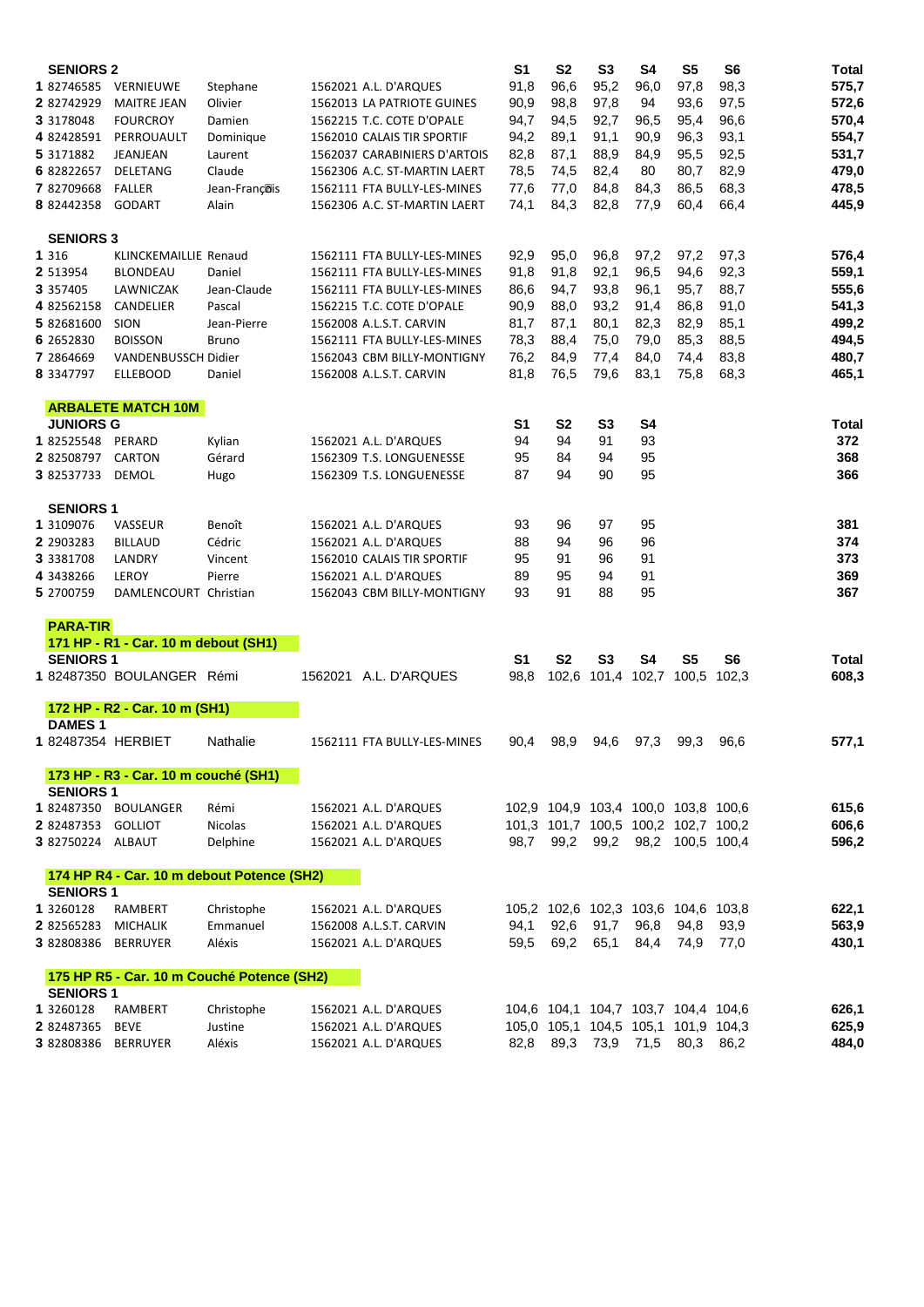### SENIORS 2

| | | | | | S1 | S2 | S3 | S4 | S5 | S6 | Total |
|---|---|---|---|---|---|---|---|---|---|---|---|
| 1 | 82746585 | VERNIEUWE | Stephane | 1562021 A.L. D'ARQUES | 91,8 | 96,6 | 95,2 | 96,0 | 97,8 | 98,3 | 575,7 |
| 2 | 82742929 | MAITRE JEAN | Olivier | 1562013 LA PATRIOTE GUINES | 90,9 | 98,8 | 97,8 | 94 | 93,6 | 97,5 | 572,6 |
| 3 | 3178048 | FOURCROY | Damien | 1562215 T.C. COTE D'OPALE | 94,7 | 94,5 | 92,7 | 96,5 | 95,4 | 96,6 | 570,4 |
| 4 | 82428591 | PERROUAULT | Dominique | 1562010 CALAIS TIR SPORTIF | 94,2 | 89,1 | 91,1 | 90,9 | 96,3 | 93,1 | 554,7 |
| 5 | 3171882 | JEANJEAN | Laurent | 1562037 CARABINIERS D'ARTOIS | 82,8 | 87,1 | 88,9 | 84,9 | 95,5 | 92,5 | 531,7 |
| 6 | 82822657 | DELETANG | Claude | 1562306 A.C. ST-MARTIN LAERT | 78,5 | 74,5 | 82,4 | 80 | 80,7 | 82,9 | 479,0 |
| 7 | 82709668 | FALLER | Jean-François | 1562111 FTA BULLY-LES-MINES | 77,6 | 77,0 | 84,8 | 84,3 | 86,5 | 68,3 | 478,5 |
| 8 | 82442358 | GODART | Alain | 1562306 A.C. ST-MARTIN LAERT | 74,1 | 84,3 | 82,8 | 77,9 | 60,4 | 66,4 | 445,9 |

### SENIORS 3

| | | | | | S1 | S2 | S3 | S4 | S5 | S6 | Total |
|---|---|---|---|---|---|---|---|---|---|---|---|
| 1 | 316 | KLINCKEMAILLIE | Renaud | 1562111 FTA BULLY-LES-MINES | 92,9 | 95,0 | 96,8 | 97,2 | 97,2 | 97,3 | 576,4 |
| 2 | 513954 | BLONDEAU | Daniel | 1562111 FTA BULLY-LES-MINES | 91,8 | 91,8 | 92,1 | 96,5 | 94,6 | 92,3 | 559,1 |
| 3 | 357405 | LAWNICZAK | Jean-Claude | 1562111 FTA BULLY-LES-MINES | 86,6 | 94,7 | 93,8 | 96,1 | 95,7 | 88,7 | 555,6 |
| 4 | 82562158 | CANDELIER | Pascal | 1562215 T.C. COTE D'OPALE | 90,9 | 88,0 | 93,2 | 91,4 | 86,8 | 91,0 | 541,3 |
| 5 | 82681600 | SION | Jean-Pierre | 1562008 A.L.S.T. CARVIN | 81,7 | 87,1 | 80,1 | 82,3 | 82,9 | 85,1 | 499,2 |
| 6 | 2652830 | BOISSON | Bruno | 1562111 FTA BULLY-LES-MINES | 78,3 | 88,4 | 75,0 | 79,0 | 85,3 | 88,5 | 494,5 |
| 7 | 2864669 | VANDENBUSSCH | Didier | 1562043 CBM BILLY-MONTIGNY | 76,2 | 84,9 | 77,4 | 84,0 | 74,4 | 83,8 | 480,7 |
| 8 | 3347797 | ELLEBOOD | Daniel | 1562008 A.L.S.T. CARVIN | 81,8 | 76,5 | 79,6 | 83,1 | 75,8 | 68,3 | 465,1 |

## ARBALETE MATCH 10M

### JUNIORS G

| | | | | | S1 | S2 | S3 | S4 | Total |
|---|---|---|---|---|---|---|---|---|---|
| 1 | 82525548 | PERARD | Kylian | 1562021 A.L. D'ARQUES | 94 | 94 | 91 | 93 | 372 |
| 2 | 82508797 | CARTON | Gérard | 1562309 T.S. LONGUENESSE | 95 | 84 | 94 | 95 | 368 |
| 3 | 82537733 | DEMOL | Hugo | 1562309 T.S. LONGUENESSE | 87 | 94 | 90 | 95 | 366 |

### SENIORS 1

| | | | | | S1 | S2 | S3 | S4 | Total |
|---|---|---|---|---|---|---|---|---|---|
| 1 | 3109076 | VASSEUR | Benoît | 1562021 A.L. D'ARQUES | 93 | 96 | 97 | 95 | 381 |
| 2 | 2903283 | BILLAUD | Cédric | 1562021 A.L. D'ARQUES | 88 | 94 | 96 | 96 | 374 |
| 3 | 3381708 | LANDRY | Vincent | 1562010 CALAIS TIR SPORTIF | 95 | 91 | 96 | 91 | 373 |
| 4 | 3438266 | LEROY | Pierre | 1562021 A.L. D'ARQUES | 89 | 95 | 94 | 91 | 369 |
| 5 | 2700759 | DAMLENCOURT | Christian | 1562043 CBM BILLY-MONTIGNY | 93 | 91 | 88 | 95 | 367 |

## PARA-TIR

### 171 HP - R1 - Car. 10 m debout (SH1)

**SENIORS 1**

| | | | | | S1 | S2 | S3 | S4 | S5 | S6 | Total |
|---|---|---|---|---|---|---|---|---|---|---|---|
| 1 | 82487350 | BOULANGER | Rémi | 1562021 A.L. D'ARQUES | 98,8 | 102,6 | 101,4 | 102,7 | 100,5 | 102,3 | 608,3 |

### 172 HP - R2 - Car. 10 m (SH1)

**DAMES 1**

| | | | | | S1 | S2 | S3 | S4 | S5 | S6 | Total |
|---|---|---|---|---|---|---|---|---|---|---|---|
| 1 | 82487354 | HERBIET | Nathalie | 1562111 FTA BULLY-LES-MINES | 90,4 | 98,9 | 94,6 | 97,3 | 99,3 | 96,6 | 577,1 |

### 173 HP - R3 - Car. 10 m couché (SH1)

**SENIORS 1**

| | | | | | S1 | S2 | S3 | S4 | S5 | S6 | Total |
|---|---|---|---|---|---|---|---|---|---|---|---|
| 1 | 82487350 | BOULANGER | Rémi | 1562021 A.L. D'ARQUES | 102,9 | 104,9 | 103,4 | 100,0 | 103,8 | 100,6 | 615,6 |
| 2 | 82487353 | GOLLIOT | Nicolas | 1562021 A.L. D'ARQUES | 101,3 | 101,7 | 100,5 | 100,2 | 102,7 | 100,2 | 606,6 |
| 3 | 82750224 | ALBAUT | Delphine | 1562021 A.L. D'ARQUES | 98,7 | 99,2 | 99,2 | 98,2 | 100,5 | 100,4 | 596,2 |

### 174 HP R4 - Car. 10 m debout Potence (SH2)

**SENIORS 1**

| | | | | | S1 | S2 | S3 | S4 | S5 | S6 | Total |
|---|---|---|---|---|---|---|---|---|---|---|---|
| 1 | 3260128 | RAMBERT | Christophe | 1562021 A.L. D'ARQUES | 105,2 | 102,6 | 102,3 | 103,6 | 104,6 | 103,8 | 622,1 |
| 2 | 82565283 | MICHALIK | Emmanuel | 1562008 A.L.S.T. CARVIN | 94,1 | 92,6 | 91,7 | 96,8 | 94,8 | 93,9 | 563,9 |
| 3 | 82808386 | BERRUYER | Aléxis | 1562021 A.L. D'ARQUES | 59,5 | 69,2 | 65,1 | 84,4 | 74,9 | 77,0 | 430,1 |

### 175 HP R5 - Car. 10 m Couché Potence (SH2)

**SENIORS 1**

| | | | | | S1 | S2 | S3 | S4 | S5 | S6 | Total |
|---|---|---|---|---|---|---|---|---|---|---|---|
| 1 | 3260128 | RAMBERT | Christophe | 1562021 A.L. D'ARQUES | 104,6 | 104,1 | 104,7 | 103,7 | 104,4 | 104,6 | 626,1 |
| 2 | 82487365 | BEVE | Justine | 1562021 A.L. D'ARQUES | 105,0 | 105,1 | 104,5 | 105,1 | 101,9 | 104,3 | 625,9 |
| 3 | 82808386 | BERRUYER | Aléxis | 1562021 A.L. D'ARQUES | 82,8 | 89,3 | 73,9 | 71,5 | 80,3 | 86,2 | 484,0 |